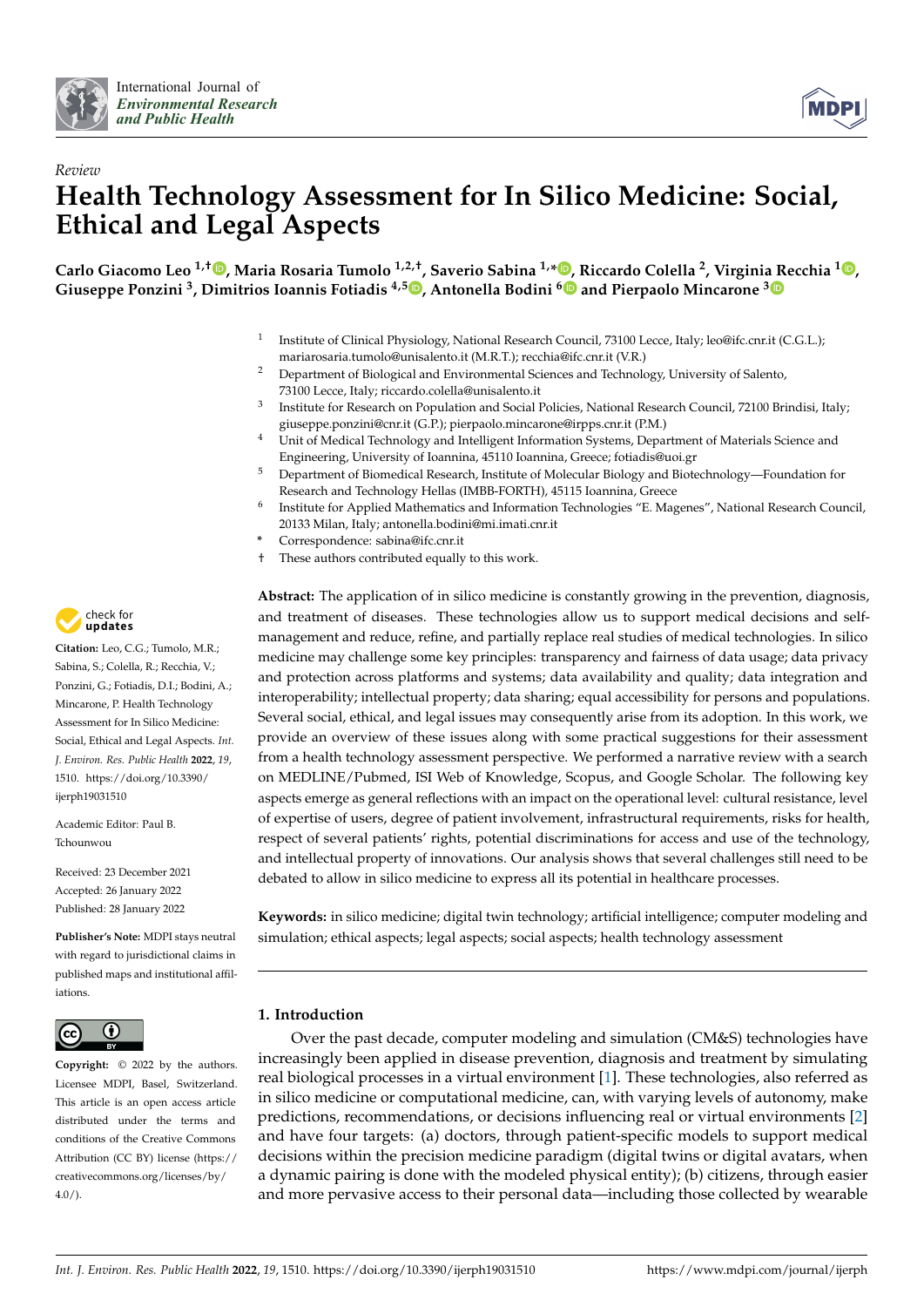*Review*

# Health Technology Assessment for In Silico Medicine: Social, Ethical and Legal Aspects

**Carlo Giacomo Leo [1,†], Maria Rosaria Tumolo [1,2,†], Saverio Sabina [1,*], Riccardo Colella [2], Virginia Recchia [1], Giuseppe Ponzini [3], Dimitrios Ioannis Fotiadis [4,5], Antonella Bodini [6] and Pierpaolo Mincarone [3]**

[1] Institute of Clinical Physiology, National Research Council, 73100 Lecce, Italy; leo@ifc.cnr.it (C.G.L.); mariarosaria.tumolo@unisalento.it (M.R.T.); recchia@ifc.cnr.it (V.R.)

[2] Department of Biological and Environmental Sciences and Technology, University of Salento, 73100 Lecce, Italy; riccardo.colella@unisalento.it

[3] Institute for Research on Population and Social Policies, National Research Council, 72100 Brindisi, Italy; giuseppe.ponzini@cnr.it (G.P.); pierpaolo.mincarone@irpps.cnr.it (P.M.)

[4] Unit of Medical Technology and Intelligent Information Systems, Department of Materials Science and Engineering, University of Ioannina, 45110 Ioannina, Greece; fotiadis@uoi.gr

[5] Department of Biomedical Research, Institute of Molecular Biology and Biotechnology—Foundation for Research and Technology Hellas (IMBB-FORTH), 45115 Ioannina, Greece

[6] Institute for Applied Mathematics and Information Technologies "E. Magenes", National Research Council, 20133 Milan, Italy; antonella.bodini@mi.imati.cnr.it

\* Correspondence: sabina@ifc.cnr.it

† These authors contributed equally to this work.

**Citation:** Leo, C.G.; Tumolo, M.R.; Sabina, S.; Colella, R.; Recchia, V.; Ponzini, G.; Fotiadis, D.I.; Bodini, A.; Mincarone, P. Health Technology Assessment for In Silico Medicine: Social, Ethical and Legal Aspects. *Int. J. Environ. Res. Public Health* **2022**, *19*, 1510. https://doi.org/10.3390/ijerph19031510

Academic Editor: Paul B. Tchounwou

Received: 23 December 2021
Accepted: 26 January 2022
Published: 28 January 2022

**Publisher's Note:** MDPI stays neutral with regard to jurisdictional claims in published maps and institutional affiliations.

**Copyright:** © 2022 by the authors. Licensee MDPI, Basel, Switzerland. This article is an open access article distributed under the terms and conditions of the Creative Commons Attribution (CC BY) license (https://creativecommons.org/licenses/by/4.0/).

**Abstract:** The application of in silico medicine is constantly growing in the prevention, diagnosis, and treatment of diseases. These technologies allow us to support medical decisions and self-management and reduce, refine, and partially replace real studies of medical technologies. In silico medicine may challenge some key principles: transparency and fairness of data usage; data privacy and protection across platforms and systems; data availability and quality; data integration and interoperability; intellectual property; data sharing; equal accessibility for persons and populations. Several social, ethical, and legal issues may consequently arise from its adoption. In this work, we provide an overview of these issues along with some practical suggestions for their assessment from a health technology assessment perspective. We performed a narrative review with a search on MEDLINE/Pubmed, ISI Web of Knowledge, Scopus, and Google Scholar. The following key aspects emerge as general reflections with an impact on the operational level: cultural resistance, level of expertise of users, degree of patient involvement, infrastructural requirements, risks for health, respect of several patients' rights, potential discriminations for access and use of the technology, and intellectual property of innovations. Our analysis shows that several challenges still need to be debated to allow in silico medicine to express all its potential in healthcare processes.

**Keywords:** in silico medicine; digital twin technology; artificial intelligence; computer modeling and simulation; ethical aspects; legal aspects; social aspects; health technology assessment

## 1. Introduction

Over the past decade, computer modeling and simulation (CM&S) technologies have increasingly been applied in disease prevention, diagnosis and treatment by simulating real biological processes in a virtual environment [1]. These technologies, also referred as in silico medicine or computational medicine, can, with varying levels of autonomy, make predictions, recommendations, or decisions influencing real or virtual environments [2] and have four targets: (a) doctors, through patient-specific models to support medical decisions within the precision medicine paradigm (digital twins or digital avatars, when a dynamic pairing is done with the modeled physical entity); (b) citizens, through easier and more pervasive access to their personal data—including those collected by wearable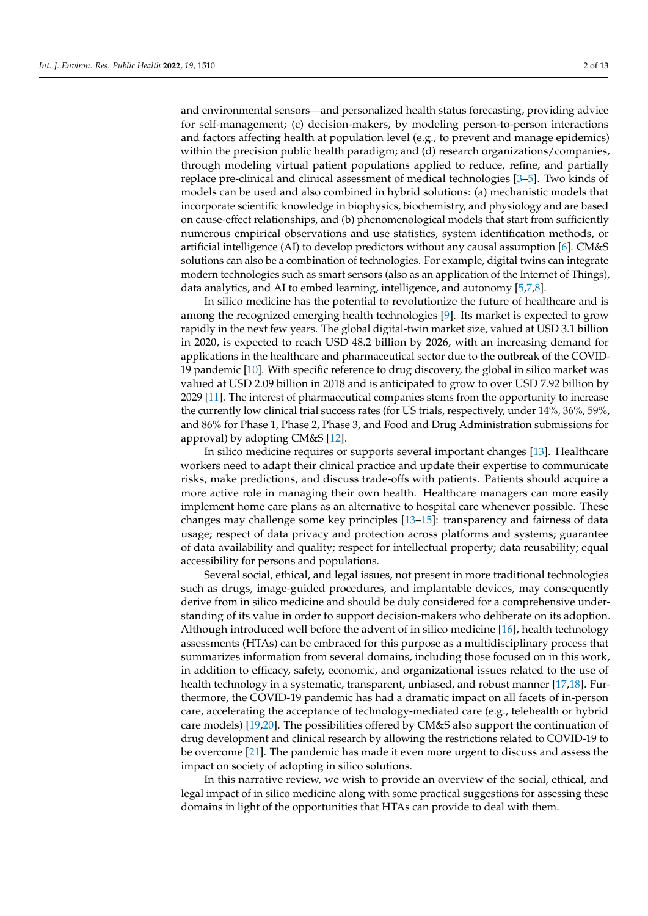and environmental sensors—and personalized health status forecasting, providing advice for self-management; (c) decision-makers, by modeling person-to-person interactions and factors affecting health at population level (e.g., to prevent and manage epidemics) within the precision public health paradigm; and (d) research organizations/companies, through modeling virtual patient populations applied to reduce, refine, and partially replace pre-clinical and clinical assessment of medical technologies [3–5]. Two kinds of models can be used and also combined in hybrid solutions: (a) mechanistic models that incorporate scientific knowledge in biophysics, biochemistry, and physiology and are based on cause-effect relationships, and (b) phenomenological models that start from sufficiently numerous empirical observations and use statistics, system identification methods, or artificial intelligence (AI) to develop predictors without any causal assumption [6]. CM&S solutions can also be a combination of technologies. For example, digital twins can integrate modern technologies such as smart sensors (also as an application of the Internet of Things), data analytics, and AI to embed learning, intelligence, and autonomy [5,7,8].

In silico medicine has the potential to revolutionize the future of healthcare and is among the recognized emerging health technologies [9]. Its market is expected to grow rapidly in the next few years. The global digital-twin market size, valued at USD 3.1 billion in 2020, is expected to reach USD 48.2 billion by 2026, with an increasing demand for applications in the healthcare and pharmaceutical sector due to the outbreak of the COVID-19 pandemic [10]. With specific reference to drug discovery, the global in silico market was valued at USD 2.09 billion in 2018 and is anticipated to grow to over USD 7.92 billion by 2029 [11]. The interest of pharmaceutical companies stems from the opportunity to increase the currently low clinical trial success rates (for US trials, respectively, under 14%, 36%, 59%, and 86% for Phase 1, Phase 2, Phase 3, and Food and Drug Administration submissions for approval) by adopting CM&S [12].

In silico medicine requires or supports several important changes [13]. Healthcare workers need to adapt their clinical practice and update their expertise to communicate risks, make predictions, and discuss trade-offs with patients. Patients should acquire a more active role in managing their own health. Healthcare managers can more easily implement home care plans as an alternative to hospital care whenever possible. These changes may challenge some key principles [13–15]: transparency and fairness of data usage; respect of data privacy and protection across platforms and systems; guarantee of data availability and quality; respect for intellectual property; data reusability; equal accessibility for persons and populations.

Several social, ethical, and legal issues, not present in more traditional technologies such as drugs, image-guided procedures, and implantable devices, may consequently derive from in silico medicine and should be duly considered for a comprehensive understanding of its value in order to support decision-makers who deliberate on its adoption. Although introduced well before the advent of in silico medicine [16], health technology assessments (HTAs) can be embraced for this purpose as a multidisciplinary process that summarizes information from several domains, including those focused on in this work, in addition to efficacy, safety, economic, and organizational issues related to the use of health technology in a systematic, transparent, unbiased, and robust manner [17,18]. Furthermore, the COVID-19 pandemic has had a dramatic impact on all facets of in-person care, accelerating the acceptance of technology-mediated care (e.g., telehealth or hybrid care models) [19,20]. The possibilities offered by CM&S also support the continuation of drug development and clinical research by allowing the restrictions related to COVID-19 to be overcome [21]. The pandemic has made it even more urgent to discuss and assess the impact on society of adopting in silico solutions.

In this narrative review, we wish to provide an overview of the social, ethical, and legal impact of in silico medicine along with some practical suggestions for assessing these domains in light of the opportunities that HTAs can provide to deal with them.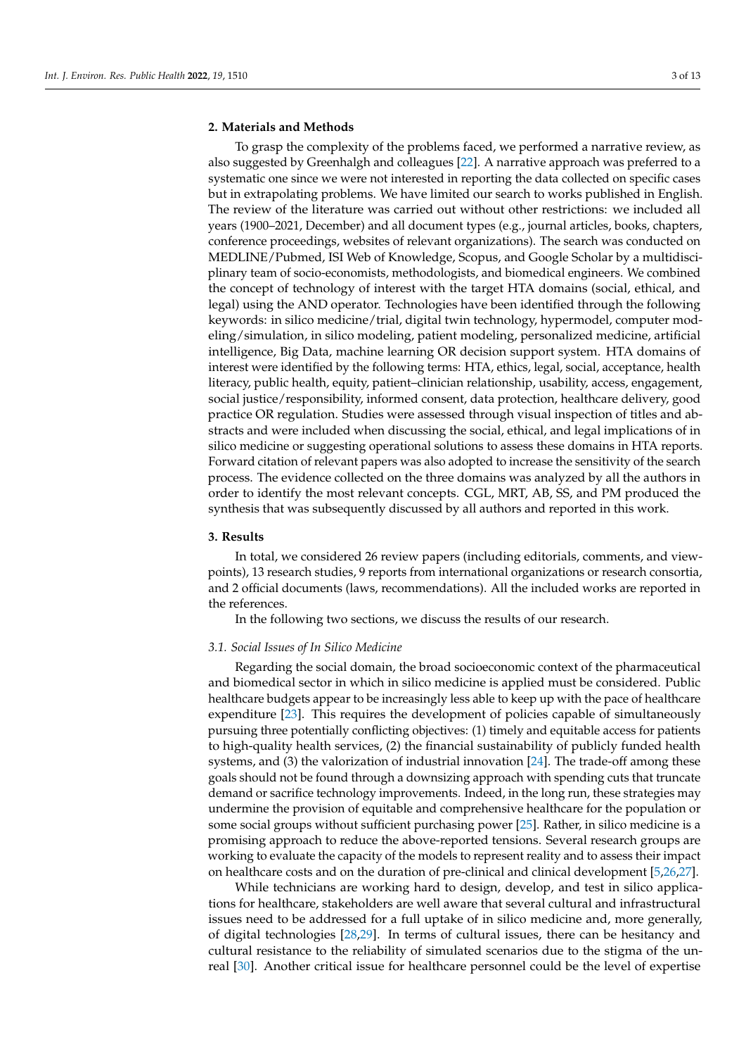## 2. Materials and Methods

To grasp the complexity of the problems faced, we performed a narrative review, as also suggested by Greenhalgh and colleagues [22]. A narrative approach was preferred to a systematic one since we were not interested in reporting the data collected on specific cases but in extrapolating problems. We have limited our search to works published in English. The review of the literature was carried out without other restrictions: we included all years (1900–2021, December) and all document types (e.g., journal articles, books, chapters, conference proceedings, websites of relevant organizations). The search was conducted on MEDLINE/Pubmed, ISI Web of Knowledge, Scopus, and Google Scholar by a multidisciplinary team of socio-economists, methodologists, and biomedical engineers. We combined the concept of technology of interest with the target HTA domains (social, ethical, and legal) using the AND operator. Technologies have been identified through the following keywords: in silico medicine/trial, digital twin technology, hypermodel, computer modeling/simulation, in silico modeling, patient modeling, personalized medicine, artificial intelligence, Big Data, machine learning OR decision support system. HTA domains of interest were identified by the following terms: HTA, ethics, legal, social, acceptance, health literacy, public health, equity, patient–clinician relationship, usability, access, engagement, social justice/responsibility, informed consent, data protection, healthcare delivery, good practice OR regulation. Studies were assessed through visual inspection of titles and abstracts and were included when discussing the social, ethical, and legal implications of in silico medicine or suggesting operational solutions to assess these domains in HTA reports. Forward citation of relevant papers was also adopted to increase the sensitivity of the search process. The evidence collected on the three domains was analyzed by all the authors in order to identify the most relevant concepts. CGL, MRT, AB, SS, and PM produced the synthesis that was subsequently discussed by all authors and reported in this work.

## 3. Results

In total, we considered 26 review papers (including editorials, comments, and viewpoints), 13 research studies, 9 reports from international organizations or research consortia, and 2 official documents (laws, recommendations). All the included works are reported in the references.

In the following two sections, we discuss the results of our research.

### *3.1. Social Issues of In Silico Medicine*

Regarding the social domain, the broad socioeconomic context of the pharmaceutical and biomedical sector in which in silico medicine is applied must be considered. Public healthcare budgets appear to be increasingly less able to keep up with the pace of healthcare expenditure [23]. This requires the development of policies capable of simultaneously pursuing three potentially conflicting objectives: (1) timely and equitable access for patients to high-quality health services, (2) the financial sustainability of publicly funded health systems, and (3) the valorization of industrial innovation [24]. The trade-off among these goals should not be found through a downsizing approach with spending cuts that truncate demand or sacrifice technology improvements. Indeed, in the long run, these strategies may undermine the provision of equitable and comprehensive healthcare for the population or some social groups without sufficient purchasing power [25]. Rather, in silico medicine is a promising approach to reduce the above-reported tensions. Several research groups are working to evaluate the capacity of the models to represent reality and to assess their impact on healthcare costs and on the duration of pre-clinical and clinical development [5,26,27].

While technicians are working hard to design, develop, and test in silico applications for healthcare, stakeholders are well aware that several cultural and infrastructural issues need to be addressed for a full uptake of in silico medicine and, more generally, of digital technologies [28,29]. In terms of cultural issues, there can be hesitancy and cultural resistance to the reliability of simulated scenarios due to the stigma of the unreal [30]. Another critical issue for healthcare personnel could be the level of expertise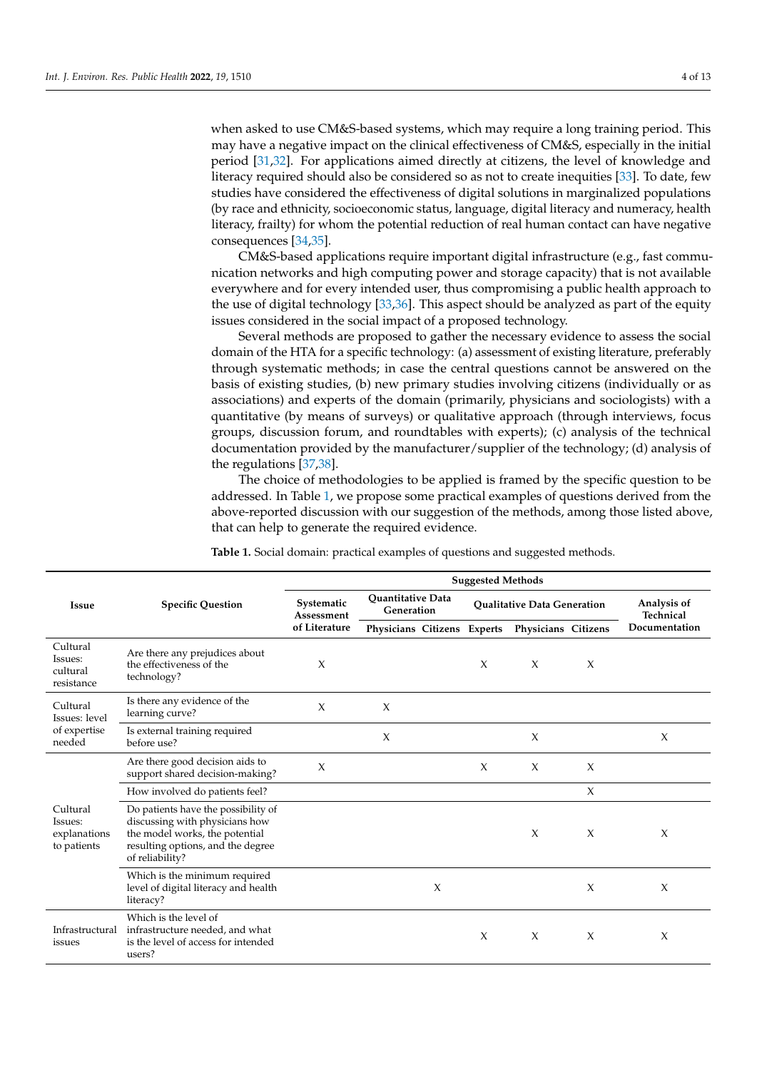when asked to use CM&S-based systems, which may require a long training period. This may have a negative impact on the clinical effectiveness of CM&S, especially in the initial period [31,32]. For applications aimed directly at citizens, the level of knowledge and literacy required should also be considered so as not to create inequities [33]. To date, few studies have considered the effectiveness of digital solutions in marginalized populations (by race and ethnicity, socioeconomic status, language, digital literacy and numeracy, health literacy, frailty) for whom the potential reduction of real human contact can have negative consequences [34,35].

CM&S-based applications require important digital infrastructure (e.g., fast communication networks and high computing power and storage capacity) that is not available everywhere and for every intended user, thus compromising a public health approach to the use of digital technology [33,36]. This aspect should be analyzed as part of the equity issues considered in the social impact of a proposed technology.

Several methods are proposed to gather the necessary evidence to assess the social domain of the HTA for a specific technology: (a) assessment of existing literature, preferably through systematic methods; in case the central questions cannot be answered on the basis of existing studies, (b) new primary studies involving citizens (individually or as associations) and experts of the domain (primarily, physicians and sociologists) with a quantitative (by means of surveys) or qualitative approach (through interviews, focus groups, discussion forum, and roundtables with experts); (c) analysis of the technical documentation provided by the manufacturer/supplier of the technology; (d) analysis of the regulations [37,38].

The choice of methodologies to be applied is framed by the specific question to be addressed. In Table 1, we propose some practical examples of questions derived from the above-reported discussion with our suggestion of the methods, among those listed above, that can help to generate the required evidence.

**Table 1.** Social domain: practical examples of questions and suggested methods.

| Issue | Specific Question | Suggested Methods | | | | | | |
|---|---|---|---|---|---|---|---|---|
| | | Systematic Assessment of Literature | Quantitative Data Generation | | Qualitative Data Generation | | | Analysis of Technical Documentation |
| | | | Physicians | Citizens | Experts | Physicians | Citizens | |
| Cultural Issues: cultural resistance | Are there any prejudices about the effectiveness of the technology? | X | | | X | X | X | |
| Cultural Issues: level of expertise needed | Is there any evidence of the learning curve? | X | X | | | | | |
| | Is external training required before use? | | X | | | X | | X |
| Cultural Issues: explanations to patients | Are there good decision aids to support shared decision-making? | X | | | X | X | X | |
| | How involved do patients feel? | | | | | | X | |
| | Do patients have the possibility of discussing with physicians how the model works, the potential resulting options, and the degree of reliability? | | | | | X | X | X |
| | Which is the minimum required level of digital literacy and health literacy? | | | X | | | X | X |
| Infrastructural issues | Which is the level of infrastructure needed, and what is the level of access for intended users? | | | | X | X | X | X |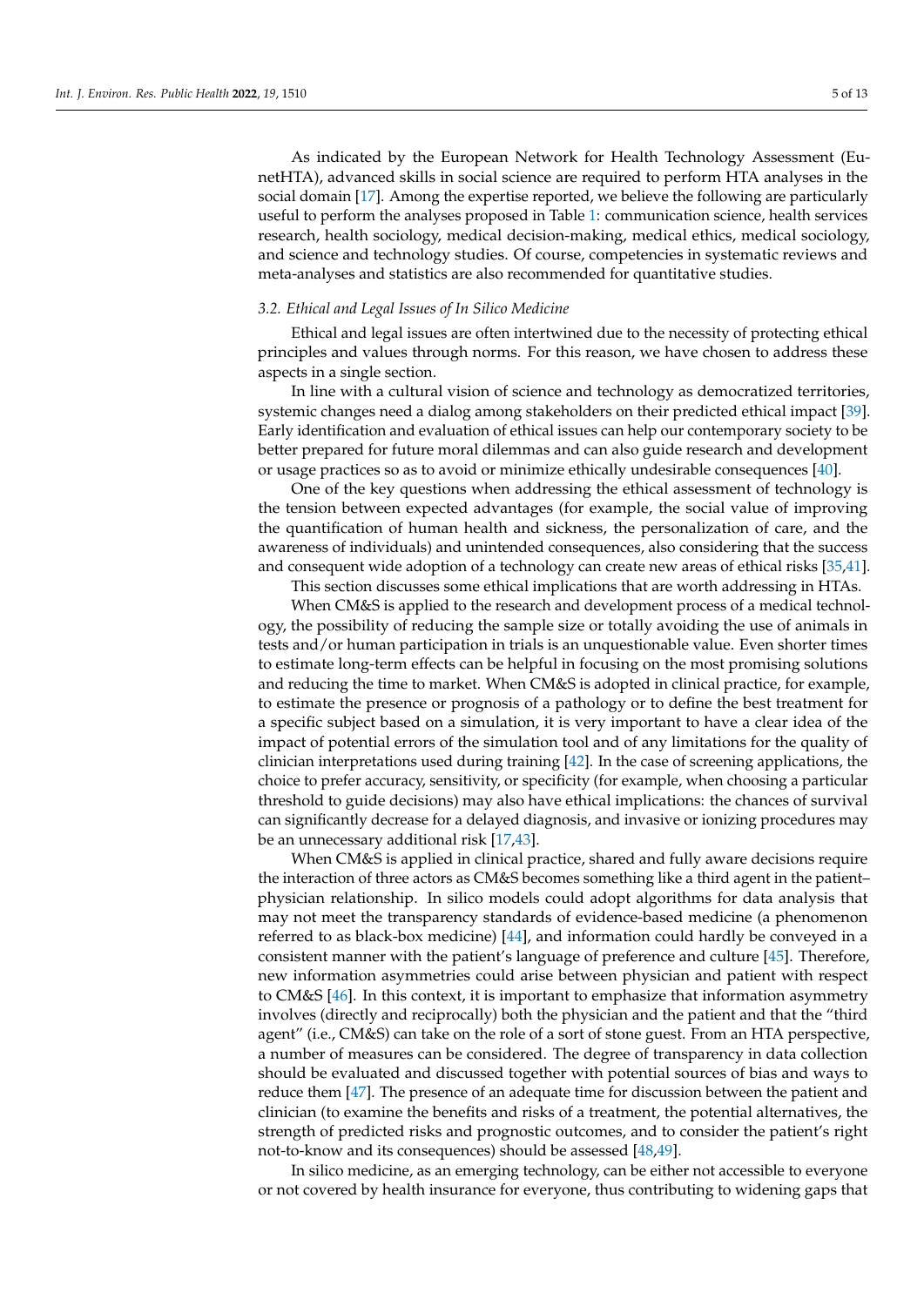As indicated by the European Network for Health Technology Assessment (EunetHTA), advanced skills in social science are required to perform HTA analyses in the social domain [17]. Among the expertise reported, we believe the following are particularly useful to perform the analyses proposed in Table 1: communication science, health services research, health sociology, medical decision-making, medical ethics, medical sociology, and science and technology studies. Of course, competencies in systematic reviews and meta-analyses and statistics are also recommended for quantitative studies.

### 3.2. Ethical and Legal Issues of In Silico Medicine

Ethical and legal issues are often intertwined due to the necessity of protecting ethical principles and values through norms. For this reason, we have chosen to address these aspects in a single section.

In line with a cultural vision of science and technology as democratized territories, systemic changes need a dialog among stakeholders on their predicted ethical impact [39]. Early identification and evaluation of ethical issues can help our contemporary society to be better prepared for future moral dilemmas and can also guide research and development or usage practices so as to avoid or minimize ethically undesirable consequences [40].

One of the key questions when addressing the ethical assessment of technology is the tension between expected advantages (for example, the social value of improving the quantification of human health and sickness, the personalization of care, and the awareness of individuals) and unintended consequences, also considering that the success and consequent wide adoption of a technology can create new areas of ethical risks [35,41].

This section discusses some ethical implications that are worth addressing in HTAs.

When CM&S is applied to the research and development process of a medical technology, the possibility of reducing the sample size or totally avoiding the use of animals in tests and/or human participation in trials is an unquestionable value. Even shorter times to estimate long-term effects can be helpful in focusing on the most promising solutions and reducing the time to market. When CM&S is adopted in clinical practice, for example, to estimate the presence or prognosis of a pathology or to define the best treatment for a specific subject based on a simulation, it is very important to have a clear idea of the impact of potential errors of the simulation tool and of any limitations for the quality of clinician interpretations used during training [42]. In the case of screening applications, the choice to prefer accuracy, sensitivity, or specificity (for example, when choosing a particular threshold to guide decisions) may also have ethical implications: the chances of survival can significantly decrease for a delayed diagnosis, and invasive or ionizing procedures may be an unnecessary additional risk [17,43].

When CM&S is applied in clinical practice, shared and fully aware decisions require the interaction of three actors as CM&S becomes something like a third agent in the patient–physician relationship. In silico models could adopt algorithms for data analysis that may not meet the transparency standards of evidence-based medicine (a phenomenon referred to as black-box medicine) [44], and information could hardly be conveyed in a consistent manner with the patient's language of preference and culture [45]. Therefore, new information asymmetries could arise between physician and patient with respect to CM&S [46]. In this context, it is important to emphasize that information asymmetry involves (directly and reciprocally) both the physician and the patient and that the "third agent" (i.e., CM&S) can take on the role of a sort of stone guest. From an HTA perspective, a number of measures can be considered. The degree of transparency in data collection should be evaluated and discussed together with potential sources of bias and ways to reduce them [47]. The presence of an adequate time for discussion between the patient and clinician (to examine the benefits and risks of a treatment, the potential alternatives, the strength of predicted risks and prognostic outcomes, and to consider the patient's right not-to-know and its consequences) should be assessed [48,49].

In silico medicine, as an emerging technology, can be either not accessible to everyone or not covered by health insurance for everyone, thus contributing to widening gaps that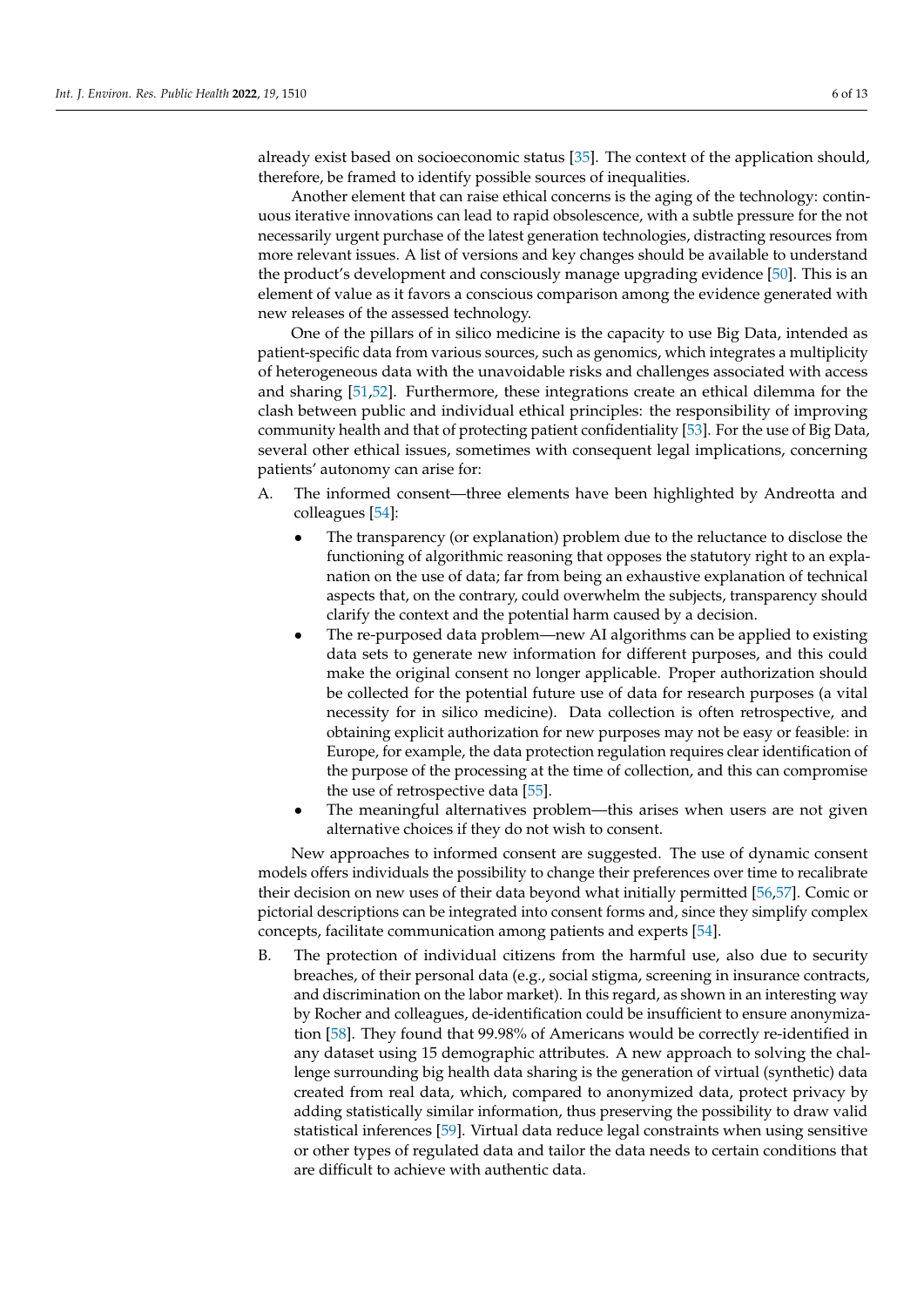already exist based on socioeconomic status [35]. The context of the application should, therefore, be framed to identify possible sources of inequalities.

Another element that can raise ethical concerns is the aging of the technology: continuous iterative innovations can lead to rapid obsolescence, with a subtle pressure for the not necessarily urgent purchase of the latest generation technologies, distracting resources from more relevant issues. A list of versions and key changes should be available to understand the product's development and consciously manage upgrading evidence [50]. This is an element of value as it favors a conscious comparison among the evidence generated with new releases of the assessed technology.

One of the pillars of in silico medicine is the capacity to use Big Data, intended as patient-specific data from various sources, such as genomics, which integrates a multiplicity of heterogeneous data with the unavoidable risks and challenges associated with access and sharing [51,52]. Furthermore, these integrations create an ethical dilemma for the clash between public and individual ethical principles: the responsibility of improving community health and that of protecting patient confidentiality [53]. For the use of Big Data, several other ethical issues, sometimes with consequent legal implications, concerning patients' autonomy can arise for:

A. The informed consent—three elements have been highlighted by Andreotta and colleagues [54]:
   - The transparency (or explanation) problem due to the reluctance to disclose the functioning of algorithmic reasoning that opposes the statutory right to an explanation on the use of data; far from being an exhaustive explanation of technical aspects that, on the contrary, could overwhelm the subjects, transparency should clarify the context and the potential harm caused by a decision.
   - The re-purposed data problem—new AI algorithms can be applied to existing data sets to generate new information for different purposes, and this could make the original consent no longer applicable. Proper authorization should be collected for the potential future use of data for research purposes (a vital necessity for in silico medicine). Data collection is often retrospective, and obtaining explicit authorization for new purposes may not be easy or feasible: in Europe, for example, the data protection regulation requires clear identification of the purpose of the processing at the time of collection, and this can compromise the use of retrospective data [55].
   - The meaningful alternatives problem—this arises when users are not given alternative choices if they do not wish to consent.

   New approaches to informed consent are suggested. The use of dynamic consent models offers individuals the possibility to change their preferences over time to recalibrate their decision on new uses of their data beyond what initially permitted [56,57]. Comic or pictorial descriptions can be integrated into consent forms and, since they simplify complex concepts, facilitate communication among patients and experts [54].

B. The protection of individual citizens from the harmful use, also due to security breaches, of their personal data (e.g., social stigma, screening in insurance contracts, and discrimination on the labor market). In this regard, as shown in an interesting way by Rocher and colleagues, de-identification could be insufficient to ensure anonymization [58]. They found that 99.98% of Americans would be correctly re-identified in any dataset using 15 demographic attributes. A new approach to solving the challenge surrounding big health data sharing is the generation of virtual (synthetic) data created from real data, which, compared to anonymized data, protect privacy by adding statistically similar information, thus preserving the possibility to draw valid statistical inferences [59]. Virtual data reduce legal constraints when using sensitive or other types of regulated data and tailor the data needs to certain conditions that are difficult to achieve with authentic data.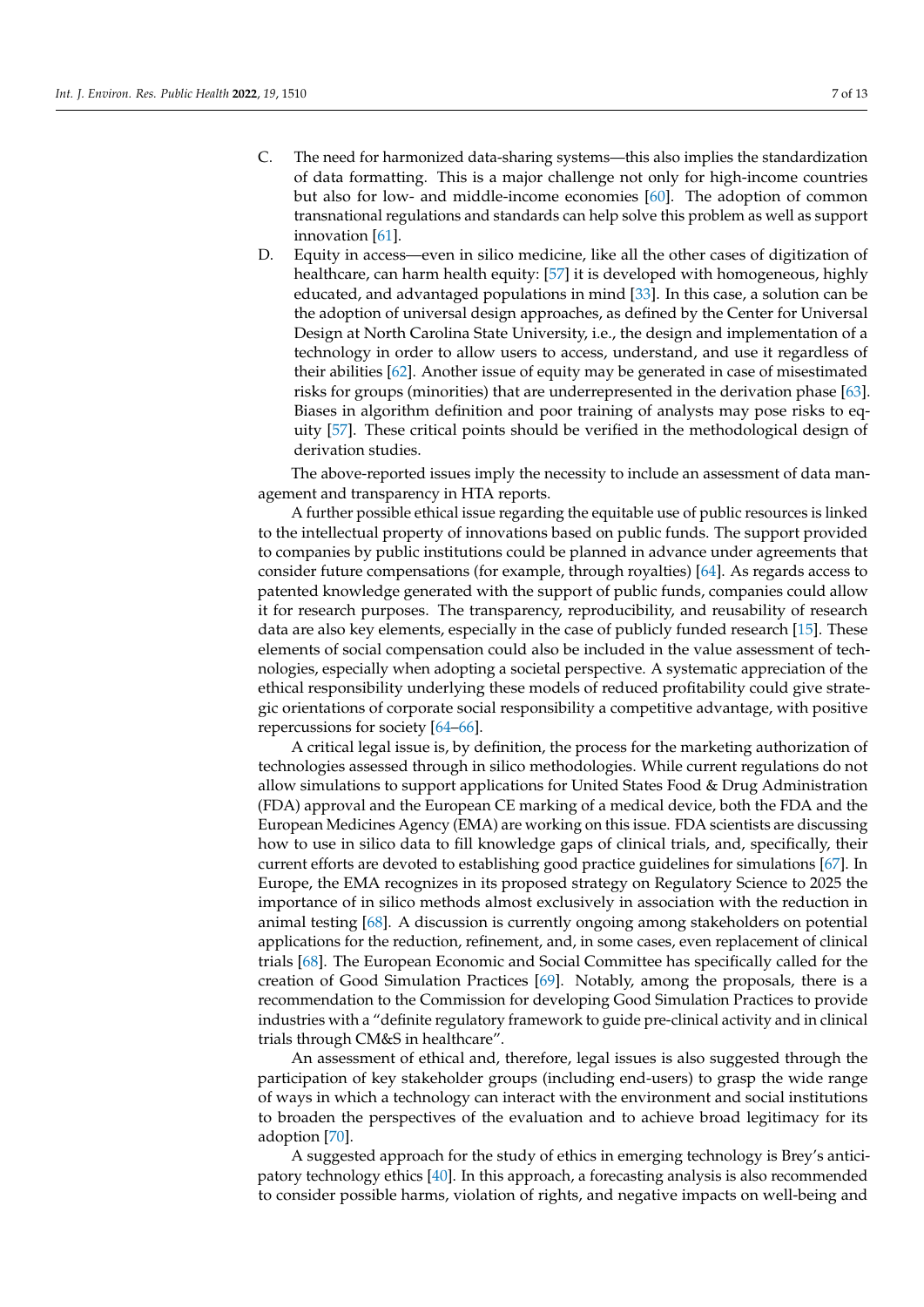C. The need for harmonized data-sharing systems—this also implies the standardization of data formatting. This is a major challenge not only for high-income countries but also for low- and middle-income economies [60]. The adoption of common transnational regulations and standards can help solve this problem as well as support innovation [61].

D. Equity in access—even in silico medicine, like all the other cases of digitization of healthcare, can harm health equity: [57] it is developed with homogeneous, highly educated, and advantaged populations in mind [33]. In this case, a solution can be the adoption of universal design approaches, as defined by the Center for Universal Design at North Carolina State University, i.e., the design and implementation of a technology in order to allow users to access, understand, and use it regardless of their abilities [62]. Another issue of equity may be generated in case of misestimated risks for groups (minorities) that are underrepresented in the derivation phase [63]. Biases in algorithm definition and poor training of analysts may pose risks to equity [57]. These critical points should be verified in the methodological design of derivation studies.

The above-reported issues imply the necessity to include an assessment of data management and transparency in HTA reports.

A further possible ethical issue regarding the equitable use of public resources is linked to the intellectual property of innovations based on public funds. The support provided to companies by public institutions could be planned in advance under agreements that consider future compensations (for example, through royalties) [64]. As regards access to patented knowledge generated with the support of public funds, companies could allow it for research purposes. The transparency, reproducibility, and reusability of research data are also key elements, especially in the case of publicly funded research [15]. These elements of social compensation could also be included in the value assessment of technologies, especially when adopting a societal perspective. A systematic appreciation of the ethical responsibility underlying these models of reduced profitability could give strategic orientations of corporate social responsibility a competitive advantage, with positive repercussions for society [64–66].

A critical legal issue is, by definition, the process for the marketing authorization of technologies assessed through in silico methodologies. While current regulations do not allow simulations to support applications for United States Food & Drug Administration (FDA) approval and the European CE marking of a medical device, both the FDA and the European Medicines Agency (EMA) are working on this issue. FDA scientists are discussing how to use in silico data to fill knowledge gaps of clinical trials, and, specifically, their current efforts are devoted to establishing good practice guidelines for simulations [67]. In Europe, the EMA recognizes in its proposed strategy on Regulatory Science to 2025 the importance of in silico methods almost exclusively in association with the reduction in animal testing [68]. A discussion is currently ongoing among stakeholders on potential applications for the reduction, refinement, and, in some cases, even replacement of clinical trials [68]. The European Economic and Social Committee has specifically called for the creation of Good Simulation Practices [69]. Notably, among the proposals, there is a recommendation to the Commission for developing Good Simulation Practices to provide industries with a "definite regulatory framework to guide pre-clinical activity and in clinical trials through CM&S in healthcare".

An assessment of ethical and, therefore, legal issues is also suggested through the participation of key stakeholder groups (including end-users) to grasp the wide range of ways in which a technology can interact with the environment and social institutions to broaden the perspectives of the evaluation and to achieve broad legitimacy for its adoption [70].

A suggested approach for the study of ethics in emerging technology is Brey's anticipatory technology ethics [40]. In this approach, a forecasting analysis is also recommended to consider possible harms, violation of rights, and negative impacts on well-being and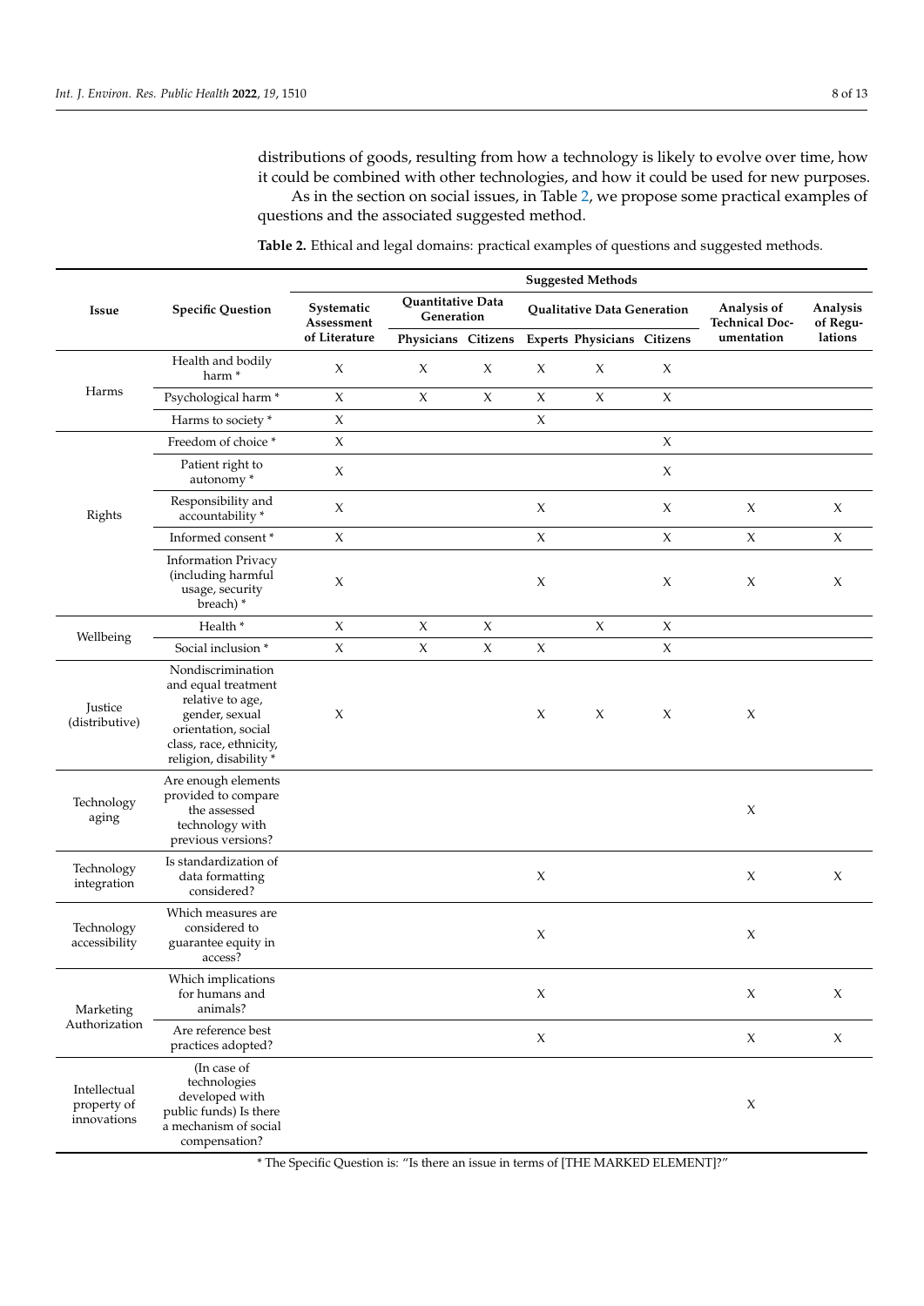distributions of goods, resulting from how a technology is likely to evolve over time, how it could be combined with other technologies, and how it could be used for new purposes.

As in the section on social issues, in Table 2, we propose some practical examples of questions and the associated suggested method.

**Table 2.** Ethical and legal domains: practical examples of questions and suggested methods.

| Issue | Specific Question | Suggested Methods | | | | | | | |
|---|---|---|---|---|---|---|---|---|---|
| | | Systematic Assessment of Literature | Quantitative Data Generation | | Qualitative Data Generation | | | Analysis of Technical Documentation | Analysis of Regulations |
| | | | Physicians | Citizens | Experts | Physicians | Citizens | | |
| Harms | Health and bodily harm * | X | X | X | X | X | X | | |
| | Psychological harm * | X | X | X | X | X | X | | |
| | Harms to society * | X | | | X | | | | |
| Rights | Freedom of choice * | X | | | | | X | | |
| | Patient right to autonomy * | X | | | | | X | | |
| | Responsibility and accountability * | X | | | X | | X | X | X |
| | Informed consent * | X | | | X | | X | X | X |
| | Information Privacy (including harmful usage, security breach) * | X | | | X | | X | X | X |
| Wellbeing | Health * | X | X | X | | X | X | | |
| | Social inclusion * | X | X | X | X | | X | | |
| Justice (distributive) | Nondiscrimination and equal treatment relative to age, gender, sexual orientation, social class, race, ethnicity, religion, disability * | X | | | X | X | X | X | |
| Technology aging | Are enough elements provided to compare the assessed technology with previous versions? | | | | | | | X | |
| Technology integration | Is standardization of data formatting considered? | | | | X | | | X | X |
| Technology accessibility | Which measures are considered to guarantee equity in access? | | | | X | | | X | |
| Marketing Authorization | Which implications for humans and animals? | | | | X | | | X | X |
| | Are reference best practices adopted? | | | | X | | | X | X |
| Intellectual property of innovations | (In case of technologies developed with public funds) Is there a mechanism of social compensation? | | | | | | | X | |

* The Specific Question is: "Is there an issue in terms of [THE MARKED ELEMENT]?"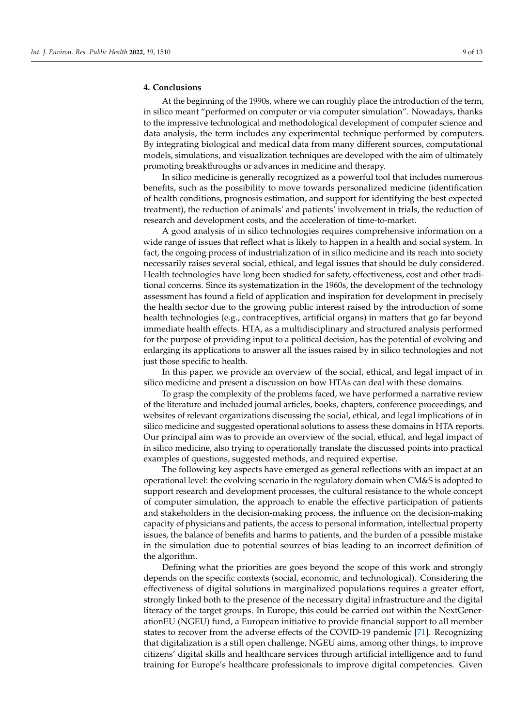## 4. Conclusions

At the beginning of the 1990s, where we can roughly place the introduction of the term, in silico meant "performed on computer or via computer simulation". Nowadays, thanks to the impressive technological and methodological development of computer science and data analysis, the term includes any experimental technique performed by computers. By integrating biological and medical data from many different sources, computational models, simulations, and visualization techniques are developed with the aim of ultimately promoting breakthroughs or advances in medicine and therapy.

In silico medicine is generally recognized as a powerful tool that includes numerous benefits, such as the possibility to move towards personalized medicine (identification of health conditions, prognosis estimation, and support for identifying the best expected treatment), the reduction of animals' and patients' involvement in trials, the reduction of research and development costs, and the acceleration of time-to-market.

A good analysis of in silico technologies requires comprehensive information on a wide range of issues that reflect what is likely to happen in a health and social system. In fact, the ongoing process of industrialization of in silico medicine and its reach into society necessarily raises several social, ethical, and legal issues that should be duly considered. Health technologies have long been studied for safety, effectiveness, cost and other traditional concerns. Since its systematization in the 1960s, the development of the technology assessment has found a field of application and inspiration for development in precisely the health sector due to the growing public interest raised by the introduction of some health technologies (e.g., contraceptives, artificial organs) in matters that go far beyond immediate health effects. HTA, as a multidisciplinary and structured analysis performed for the purpose of providing input to a political decision, has the potential of evolving and enlarging its applications to answer all the issues raised by in silico technologies and not just those specific to health.

In this paper, we provide an overview of the social, ethical, and legal impact of in silico medicine and present a discussion on how HTAs can deal with these domains.

To grasp the complexity of the problems faced, we have performed a narrative review of the literature and included journal articles, books, chapters, conference proceedings, and websites of relevant organizations discussing the social, ethical, and legal implications of in silico medicine and suggested operational solutions to assess these domains in HTA reports. Our principal aim was to provide an overview of the social, ethical, and legal impact of in silico medicine, also trying to operationally translate the discussed points into practical examples of questions, suggested methods, and required expertise.

The following key aspects have emerged as general reflections with an impact at an operational level: the evolving scenario in the regulatory domain when CM&S is adopted to support research and development processes, the cultural resistance to the whole concept of computer simulation, the approach to enable the effective participation of patients and stakeholders in the decision-making process, the influence on the decision-making capacity of physicians and patients, the access to personal information, intellectual property issues, the balance of benefits and harms to patients, and the burden of a possible mistake in the simulation due to potential sources of bias leading to an incorrect definition of the algorithm.

Defining what the priorities are goes beyond the scope of this work and strongly depends on the specific contexts (social, economic, and technological). Considering the effectiveness of digital solutions in marginalized populations requires a greater effort, strongly linked both to the presence of the necessary digital infrastructure and the digital literacy of the target groups. In Europe, this could be carried out within the NextGenerationEU (NGEU) fund, a European initiative to provide financial support to all member states to recover from the adverse effects of the COVID-19 pandemic [71]. Recognizing that digitalization is a still open challenge, NGEU aims, among other things, to improve citizens' digital skills and healthcare services through artificial intelligence and to fund training for Europe's healthcare professionals to improve digital competencies. Given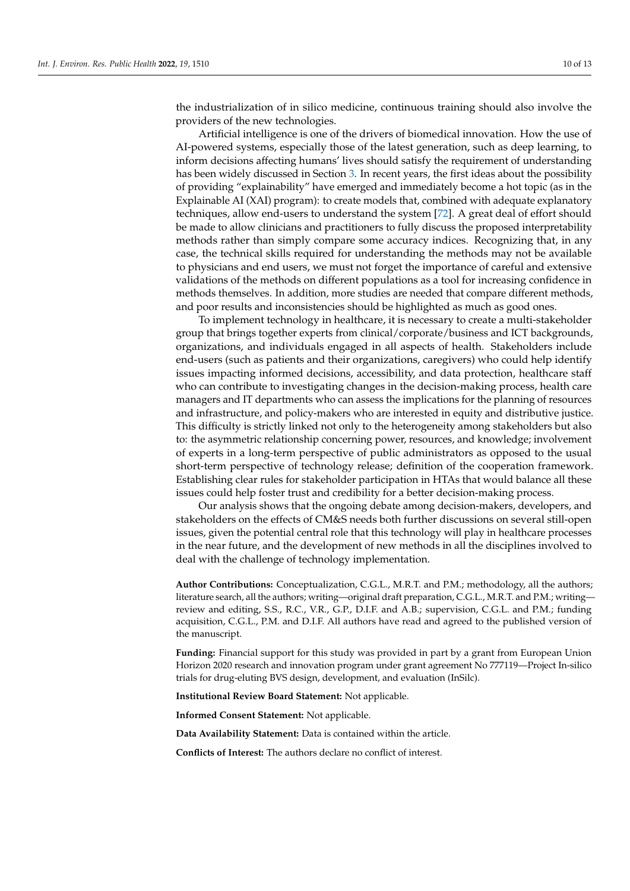the industrialization of in silico medicine, continuous training should also involve the providers of the new technologies.

Artificial intelligence is one of the drivers of biomedical innovation. How the use of AI-powered systems, especially those of the latest generation, such as deep learning, to inform decisions affecting humans' lives should satisfy the requirement of understanding has been widely discussed in Section 3. In recent years, the first ideas about the possibility of providing "explainability" have emerged and immediately become a hot topic (as in the Explainable AI (XAI) program): to create models that, combined with adequate explanatory techniques, allow end-users to understand the system [72]. A great deal of effort should be made to allow clinicians and practitioners to fully discuss the proposed interpretability methods rather than simply compare some accuracy indices. Recognizing that, in any case, the technical skills required for understanding the methods may not be available to physicians and end users, we must not forget the importance of careful and extensive validations of the methods on different populations as a tool for increasing confidence in methods themselves. In addition, more studies are needed that compare different methods, and poor results and inconsistencies should be highlighted as much as good ones.

To implement technology in healthcare, it is necessary to create a multi-stakeholder group that brings together experts from clinical/corporate/business and ICT backgrounds, organizations, and individuals engaged in all aspects of health. Stakeholders include end-users (such as patients and their organizations, caregivers) who could help identify issues impacting informed decisions, accessibility, and data protection, healthcare staff who can contribute to investigating changes in the decision-making process, health care managers and IT departments who can assess the implications for the planning of resources and infrastructure, and policy-makers who are interested in equity and distributive justice. This difficulty is strictly linked not only to the heterogeneity among stakeholders but also to: the asymmetric relationship concerning power, resources, and knowledge; involvement of experts in a long-term perspective of public administrators as opposed to the usual short-term perspective of technology release; definition of the cooperation framework. Establishing clear rules for stakeholder participation in HTAs that would balance all these issues could help foster trust and credibility for a better decision-making process.

Our analysis shows that the ongoing debate among decision-makers, developers, and stakeholders on the effects of CM&S needs both further discussions on several still-open issues, given the potential central role that this technology will play in healthcare processes in the near future, and the development of new methods in all the disciplines involved to deal with the challenge of technology implementation.

**Author Contributions:** Conceptualization, C.G.L., M.R.T. and P.M.; methodology, all the authors; literature search, all the authors; writing—original draft preparation, C.G.L., M.R.T. and P.M.; writing—review and editing, S.S., R.C., V.R., G.P., D.I.F. and A.B.; supervision, C.G.L. and P.M.; funding acquisition, C.G.L., P.M. and D.I.F. All authors have read and agreed to the published version of the manuscript.

**Funding:** Financial support for this study was provided in part by a grant from European Union Horizon 2020 research and innovation program under grant agreement No 777119—Project In-silico trials for drug-eluting BVS design, development, and evaluation (InSilc).

**Institutional Review Board Statement:** Not applicable.

**Informed Consent Statement:** Not applicable.

**Data Availability Statement:** Data is contained within the article.

**Conflicts of Interest:** The authors declare no conflict of interest.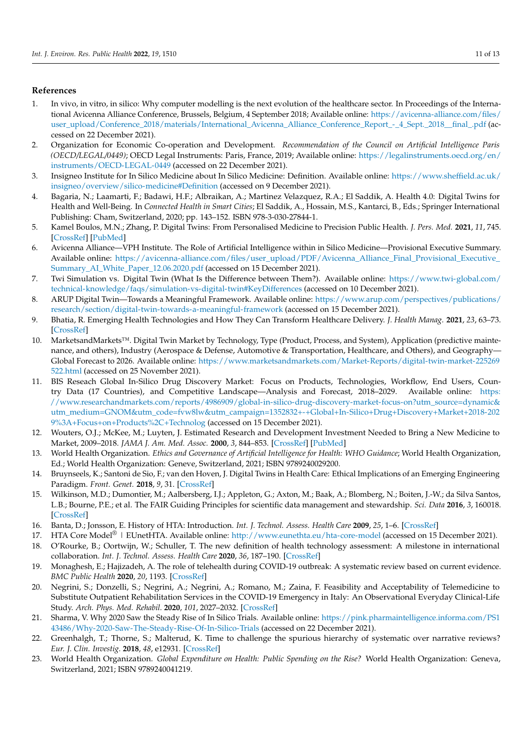## References

1. In vivo, in vitro, in silico: Why computer modelling is the next evolution of the healthcare sector. In Proceedings of the International Avicenna Alliance Conference, Brussels, Belgium, 4 September 2018; Available online: https://avicenna-alliance.com/files/user_upload/Conference_2018/materials/International_Avicenna_Alliance_Conference_Report_-_4_Sept._2018__final_.pdf (accessed on 22 December 2021).
2. Organization for Economic Co-operation and Development. *Recommendation of the Council on Artificial Intelligence Paris (OECD/LEGAL/0449)*; OECD Legal Instruments: Paris, France, 2019; Available online: https://legalinstruments.oecd.org/en/instruments/OECD-LEGAL-0449 (accessed on 22 December 2021).
3. Insigneo Institute for In Silico Medicine about In Silico Medicine: Definition. Available online: https://www.sheffield.ac.uk/insigneo/overview/silico-medicine#Definition (accessed on 9 December 2021).
4. Bagaria, N.; Laamarti, F.; Badawi, H.F.; Albraikan, A.; Martinez Velazquez, R.A.; El Saddik, A. Health 4.0: Digital Twins for Health and Well-Being. In *Connected Health in Smart Cities*; El Saddik, A., Hossain, M.S., Kantarci, B., Eds.; Springer International Publishing: Cham, Switzerland, 2020; pp. 143–152. ISBN 978-3-030-27844-1.
5. Kamel Boulos, M.N.; Zhang, P. Digital Twins: From Personalised Medicine to Precision Public Health. *J. Pers. Med.* **2021**, *11*, 745. [CrossRef] [PubMed]
6. Avicenna Alliance—VPH Institute. The Role of Artificial Intelligence within in Silico Medicine—Provisional Executive Summary. Available online: https://avicenna-alliance.com/files/user_upload/PDF/Avicenna_Alliance_Final_Provisional_Executive_Summary_AI_White_Paper_12.06.2020.pdf (accessed on 15 December 2021).
7. Twi Simulation vs. Digital Twin (What Is the Difference between Them?). Available online: https://www.twi-global.com/technical-knowledge/faqs/simulation-vs-digital-twin#KeyDifferences (accessed on 10 December 2021).
8. ARUP Digital Twin—Towards a Meaningful Framework. Available online: https://www.arup.com/perspectives/publications/research/section/digital-twin-towards-a-meaningful-framework (accessed on 15 December 2021).
9. Bhatia, R. Emerging Health Technologies and How They Can Transform Healthcare Delivery. *J. Health Manag.* **2021**, *23*, 63–73. [CrossRef]
10. MarketsandMarkets™. Digital Twin Market by Technology, Type (Product, Process, and System), Application (predictive maintenance, and others), Industry (Aerospace & Defense, Automotive & Transportation, Healthcare, and Others), and Geography—Global Forecast to 2026. Available online: https://www.marketsandmarkets.com/Market-Reports/digital-twin-market-225269522.html (accessed on 25 November 2021).
11. BIS Reseach Global In-Silico Drug Discovery Market: Focus on Products, Technologies, Workflow, End Users, Country Data (17 Countries), and Competitive Landscape—Analysis and Forecast, 2018–2029. Available online: https://www.researchandmarkets.com/reports/4986909/global-in-silico-drug-discovery-market-focus-on?utm_source=dynamic&utm_medium=GNOM&utm_code=fvw8lw&utm_campaign=1352832+-+Global+In-Silico+Drug+Discovery+Market+2018-2029%3A+Focus+on+Products%2C+Technolog (accessed on 15 December 2021).
12. Wouters, O.J.; McKee, M.; Luyten, J. Estimated Research and Development Investment Needed to Bring a New Medicine to Market, 2009–2018. *JAMA J. Am. Med. Assoc.* **2000**, *3*, 844–853. [CrossRef] [PubMed]
13. World Health Organization. *Ethics and Governance of Artificial Intelligence for Health: WHO Guidance*; World Health Organization, Ed.; World Health Organization: Geneve, Switzerland, 2021; ISBN 9789240029200.
14. Bruynseels, K.; Santoni de Sio, F.; van den Hoven, J. Digital Twins in Health Care: Ethical Implications of an Emerging Engineering Paradigm. *Front. Genet.* **2018**, *9*, 31. [CrossRef]
15. Wilkinson, M.D.; Dumontier, M.; Aalbersberg, I.J.; Appleton, G.; Axton, M.; Baak, A.; Blomberg, N.; Boiten, J.-W.; da Silva Santos, L.B.; Bourne, P.E.; et al. The FAIR Guiding Principles for scientific data management and stewardship. *Sci. Data* **2016**, *3*, 160018. [CrossRef]
16. Banta, D.; Jonsson, E. History of HTA: Introduction. *Int. J. Technol. Assess. Health Care* **2009**, *25*, 1–6. [CrossRef]
17. HTA Core Model® | EUnetHTA. Available online: http://www.eunethta.eu/hta-core-model (accessed on 15 December 2021).
18. O'Rourke, B.; Oortwijn, W.; Schuller, T. The new definition of health technology assessment: A milestone in international collaboration. *Int. J. Technol. Assess. Health Care* **2020**, *36*, 187–190. [CrossRef]
19. Monaghesh, E.; Hajizadeh, A. The role of telehealth during COVID-19 outbreak: A systematic review based on current evidence. *BMC Public Health* **2020**, *20*, 1193. [CrossRef]
20. Negrini, S.; Donzelli, S.; Negrini, A.; Negrini, A.; Romano, M.; Zaina, F. Feasibility and Acceptability of Telemedicine to Substitute Outpatient Rehabilitation Services in the COVID-19 Emergency in Italy: An Observational Everyday Clinical-Life Study. *Arch. Phys. Med. Rehabil.* **2020**, *101*, 2027–2032. [CrossRef]
21. Sharma, V. Why 2020 Saw the Steady Rise of In Silico Trials. Available online: https://pink.pharmaintelligence.informa.com/PS143486/Why-2020-Saw-The-Steady-Rise-Of-In-Silico-Trials (accessed on 22 December 2021).
22. Greenhalgh, T.; Thorne, S.; Malterud, K. Time to challenge the spurious hierarchy of systematic over narrative reviews? *Eur. J. Clin. Investig.* **2018**, *48*, e12931. [CrossRef]
23. World Health Organization. *Global Expenditure on Health: Public Spending on the Rise?* World Health Organization: Geneva, Switzerland, 2021; ISBN 9789240041219.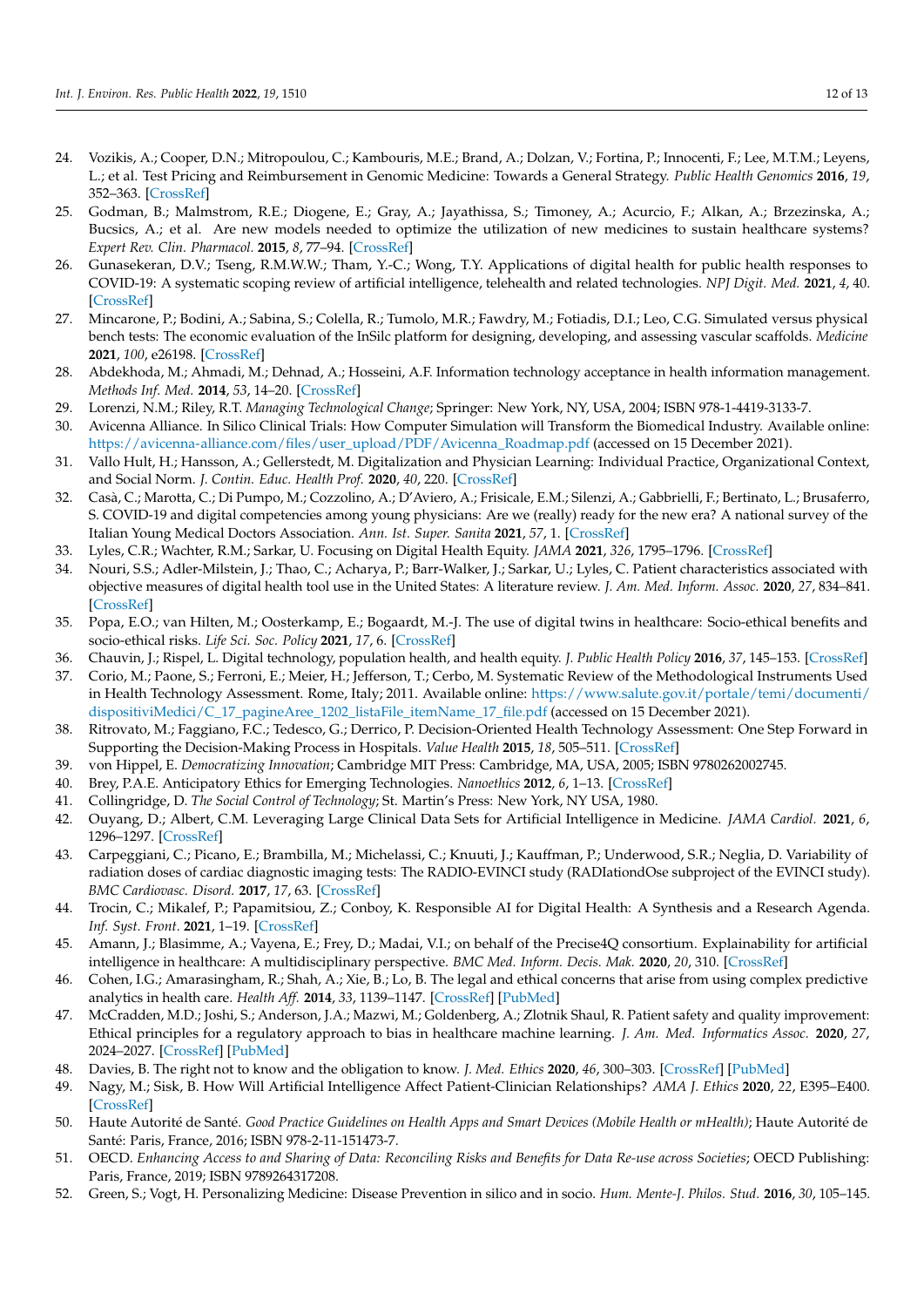24. Vozikis, A.; Cooper, D.N.; Mitropoulou, C.; Kambouris, M.E.; Brand, A.; Dolzan, V.; Fortina, P.; Innocenti, F.; Lee, M.T.M.; Leyens, L.; et al. Test Pricing and Reimbursement in Genomic Medicine: Towards a General Strategy. *Public Health Genomics* **2016**, *19*, 352–363. [CrossRef]
25. Godman, B.; Malmstrom, R.E.; Diogene, E.; Gray, A.; Jayathissa, S.; Timoney, A.; Acurcio, F.; Alkan, A.; Brzezinska, A.; Bucsics, A.; et al. Are new models needed to optimize the utilization of new medicines to sustain healthcare systems? *Expert Rev. Clin. Pharmacol.* **2015**, *8*, 77–94. [CrossRef]
26. Gunasekeran, D.V.; Tseng, R.M.W.W.; Tham, Y.-C.; Wong, T.Y. Applications of digital health for public health responses to COVID-19: A systematic scoping review of artificial intelligence, telehealth and related technologies. *NPJ Digit. Med.* **2021**, *4*, 40. [CrossRef]
27. Mincarone, P.; Bodini, A.; Sabina, S.; Colella, R.; Tumolo, M.R.; Fawdry, M.; Fotiadis, D.I.; Leo, C.G. Simulated versus physical bench tests: The economic evaluation of the InSilc platform for designing, developing, and assessing vascular scaffolds. *Medicine* **2021**, *100*, e26198. [CrossRef]
28. Abdekhoda, M.; Ahmadi, M.; Dehnad, A.; Hosseini, A.F. Information technology acceptance in health information management. *Methods Inf. Med.* **2014**, *53*, 14–20. [CrossRef]
29. Lorenzi, N.M.; Riley, R.T. *Managing Technological Change*; Springer: New York, NY, USA, 2004; ISBN 978-1-4419-3133-7.
30. Avicenna Alliance. In Silico Clinical Trials: How Computer Simulation will Transform the Biomedical Industry. Available online: https://avicenna-alliance.com/files/user_upload/PDF/Avicenna_Roadmap.pdf (accessed on 15 December 2021).
31. Vallo Hult, H.; Hansson, A.; Gellerstedt, M. Digitalization and Physician Learning: Individual Practice, Organizational Context, and Social Norm. *J. Contin. Educ. Health Prof.* **2020**, *40*, 220. [CrossRef]
32. Casà, C.; Marotta, C.; Di Pumpo, M.; Cozzolino, A.; D'Aviero, A.; Frisicale, E.M.; Silenzi, A.; Gabbrielli, F.; Bertinato, L.; Brusaferro, S. COVID-19 and digital competencies among young physicians: Are we (really) ready for the new era? A national survey of the Italian Young Medical Doctors Association. *Ann. Ist. Super. Sanita* **2021**, *57*, 1. [CrossRef]
33. Lyles, C.R.; Wachter, R.M.; Sarkar, U. Focusing on Digital Health Equity. *JAMA* **2021**, *326*, 1795–1796. [CrossRef]
34. Nouri, S.S.; Adler-Milstein, J.; Thao, C.; Acharya, P.; Barr-Walker, J.; Sarkar, U.; Lyles, C. Patient characteristics associated with objective measures of digital health tool use in the United States: A literature review. *J. Am. Med. Inform. Assoc.* **2020**, *27*, 834–841. [CrossRef]
35. Popa, E.O.; van Hilten, M.; Oosterkamp, E.; Bogaardt, M.-J. The use of digital twins in healthcare: Socio-ethical benefits and socio-ethical risks. *Life Sci. Soc. Policy* **2021**, *17*, 6. [CrossRef]
36. Chauvin, J.; Rispel, L. Digital technology, population health, and health equity. *J. Public Health Policy* **2016**, *37*, 145–153. [CrossRef]
37. Corio, M.; Paone, S.; Ferroni, E.; Meier, H.; Jefferson, T.; Cerbo, M. Systematic Review of the Methodological Instruments Used in Health Technology Assessment. Rome, Italy; 2011. Available online: https://www.salute.gov.it/portale/temi/documenti/dispositiviMedici/C_17_pagineAree_1202_listaFile_itemName_17_file.pdf (accessed on 15 December 2021).
38. Ritrovato, M.; Faggiano, F.C.; Tedesco, G.; Derrico, P. Decision-Oriented Health Technology Assessment: One Step Forward in Supporting the Decision-Making Process in Hospitals. *Value Health* **2015**, *18*, 505–511. [CrossRef]
39. von Hippel, E. *Democratizing Innovation*; Cambridge MIT Press: Cambridge, MA, USA, 2005; ISBN 9780262002745.
40. Brey, P.A.E. Anticipatory Ethics for Emerging Technologies. *Nanoethics* **2012**, *6*, 1–13. [CrossRef]
41. Collingridge, D. *The Social Control of Technology*; St. Martin's Press: New York, NY USA, 1980.
42. Ouyang, D.; Albert, C.M. Leveraging Large Clinical Data Sets for Artificial Intelligence in Medicine. *JAMA Cardiol.* **2021**, *6*, 1296–1297. [CrossRef]
43. Carpeggiani, C.; Picano, E.; Brambilla, M.; Michelassi, C.; Knuuti, J.; Kauffman, P.; Underwood, S.R.; Neglia, D. Variability of radiation doses of cardiac diagnostic imaging tests: The RADIO-EVINCI study (RADIationdOse subproject of the EVINCI study). *BMC Cardiovasc. Disord.* **2017**, *17*, 63. [CrossRef]
44. Trocin, C.; Mikalef, P.; Papamitsiou, Z.; Conboy, K. Responsible AI for Digital Health: A Synthesis and a Research Agenda. *Inf. Syst. Front.* **2021**, 1–19. [CrossRef]
45. Amann, J.; Blasimme, A.; Vayena, E.; Frey, D.; Madai, V.I.; on behalf of the Precise4Q consortium. Explainability for artificial intelligence in healthcare: A multidisciplinary perspective. *BMC Med. Inform. Decis. Mak.* **2020**, *20*, 310. [CrossRef]
46. Cohen, I.G.; Amarasingham, R.; Shah, A.; Xie, B.; Lo, B. The legal and ethical concerns that arise from using complex predictive analytics in health care. *Health Aff.* **2014**, *33*, 1139–1147. [CrossRef] [PubMed]
47. McCradden, M.D.; Joshi, S.; Anderson, J.A.; Mazwi, M.; Goldenberg, A.; Zlotnik Shaul, R. Patient safety and quality improvement: Ethical principles for a regulatory approach to bias in healthcare machine learning. *J. Am. Med. Informatics Assoc.* **2020**, *27*, 2024–2027. [CrossRef] [PubMed]
48. Davies, B. The right not to know and the obligation to know. *J. Med. Ethics* **2020**, *46*, 300–303. [CrossRef] [PubMed]
49. Nagy, M.; Sisk, B. How Will Artificial Intelligence Affect Patient-Clinician Relationships? *AMA J. Ethics* **2020**, *22*, E395–E400. [CrossRef]
50. Haute Autorité de Santé. *Good Practice Guidelines on Health Apps and Smart Devices (Mobile Health or mHealth)*; Haute Autorité de Santé: Paris, France, 2016; ISBN 978-2-11-151473-7.
51. OECD. *Enhancing Access to and Sharing of Data: Reconciling Risks and Benefits for Data Re-use across Societies*; OECD Publishing: Paris, France, 2019; ISBN 9789264317208.
52. Green, S.; Vogt, H. Personalizing Medicine: Disease Prevention in silico and in socio. *Hum. Mente-J. Philos. Stud.* **2016**, *30*, 105–145.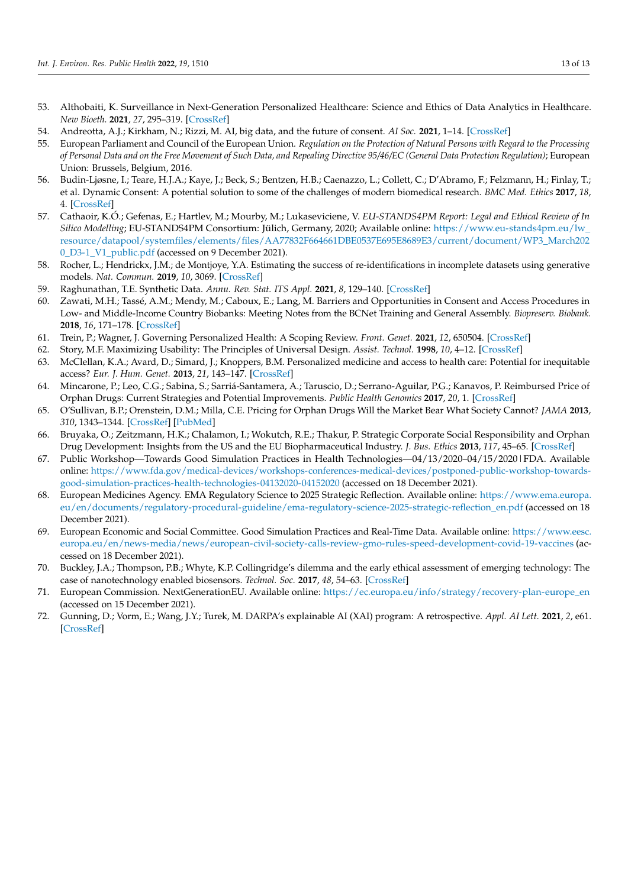53. Althobaiti, K. Surveillance in Next-Generation Personalized Healthcare: Science and Ethics of Data Analytics in Healthcare. *New Bioeth.* **2021**, *27*, 295–319. [CrossRef]
54. Andreotta, A.J.; Kirkham, N.; Rizzi, M. AI, big data, and the future of consent. *AI Soc.* **2021**, 1–14. [CrossRef]
55. European Parliament and Council of the European Union. *Regulation on the Protection of Natural Persons with Regard to the Processing of Personal Data and on the Free Movement of Such Data, and Repealing Directive 95/46/EC (General Data Protection Regulation)*; European Union: Brussels, Belgium, 2016.
56. Budin-Ljøsne, I.; Teare, H.J.A.; Kaye, J.; Beck, S.; Bentzen, H.B.; Caenazzo, L.; Collett, C.; D'Abramo, F.; Felzmann, H.; Finlay, T.; et al. Dynamic Consent: A potential solution to some of the challenges of modern biomedical research. *BMC Med. Ethics* **2017**, *18*, 4. [CrossRef]
57. Cathaoir, K.Ó.; Gefenas, E.; Hartlev, M.; Mourby, M.; Lukaseviciene, V. *EU-STANDS4PM Report: Legal and Ethical Review of In Silico Modelling*; EU-STANDS4PM Consortium: Jülich, Germany, 2020; Available online: https://www.eu-stands4pm.eu/lw_resource/datapool/systemfiles/elements/files/AA77832F664661DBE0537E695E8689E3/current/document/WP3_March2020_D3-1_V1_public.pdf (accessed on 9 December 2021).
58. Rocher, L.; Hendrickx, J.M.; de Montjoye, Y.A. Estimating the success of re-identifications in incomplete datasets using generative models. *Nat. Commun.* **2019**, *10*, 3069. [CrossRef]
59. Raghunathan, T.E. Synthetic Data. *Annu. Rev. Stat. ITS Appl.* **2021**, *8*, 129–140. [CrossRef]
60. Zawati, M.H.; Tassé, A.M.; Mendy, M.; Caboux, E.; Lang, M. Barriers and Opportunities in Consent and Access Procedures in Low- and Middle-Income Country Biobanks: Meeting Notes from the BCNet Training and General Assembly. *Biopreserv. Biobank.* **2018**, *16*, 171–178. [CrossRef]
61. Trein, P.; Wagner, J. Governing Personalized Health: A Scoping Review. *Front. Genet.* **2021**, *12*, 650504. [CrossRef]
62. Story, M.F. Maximizing Usability: The Principles of Universal Design. *Assist. Technol.* **1998**, *10*, 4–12. [CrossRef]
63. McClellan, K.A.; Avard, D.; Simard, J.; Knoppers, B.M. Personalized medicine and access to health care: Potential for inequitable access? *Eur. J. Hum. Genet.* **2013**, *21*, 143–147. [CrossRef]
64. Mincarone, P.; Leo, C.G.; Sabina, S.; Sarriá-Santamera, A.; Taruscio, D.; Serrano-Aguilar, P.G.; Kanavos, P. Reimbursed Price of Orphan Drugs: Current Strategies and Potential Improvements. *Public Health Genomics* **2017**, *20*, 1. [CrossRef]
65. O'Sullivan, B.P.; Orenstein, D.M.; Milla, C.E. Pricing for Orphan Drugs Will the Market Bear What Society Cannot? *JAMA* **2013**, *310*, 1343–1344. [CrossRef] [PubMed]
66. Bruyaka, O.; Zeitzmann, H.K.; Chalamon, I.; Wokutch, R.E.; Thakur, P. Strategic Corporate Social Responsibility and Orphan Drug Development: Insights from the US and the EU Biopharmaceutical Industry. *J. Bus. Ethics* **2013**, *117*, 45–65. [CrossRef]
67. Public Workshop—Towards Good Simulation Practices in Health Technologies—04/13/2020–04/15/2020 | FDA. Available online: https://www.fda.gov/medical-devices/workshops-conferences-medical-devices/postponed-public-workshop-towards-good-simulation-practices-health-technologies-04132020-04152020 (accessed on 18 December 2021).
68. European Medicines Agency. EMA Regulatory Science to 2025 Strategic Reflection. Available online: https://www.ema.europa.eu/en/documents/regulatory-procedural-guideline/ema-regulatory-science-2025-strategic-reflection_en.pdf (accessed on 18 December 2021).
69. European Economic and Social Committee. Good Simulation Practices and Real-Time Data. Available online: https://www.eesc.europa.eu/en/news-media/news/european-civil-society-calls-review-gmo-rules-speed-development-covid-19-vaccines (accessed on 18 December 2021).
70. Buckley, J.A.; Thompson, P.B.; Whyte, K.P. Collingridge's dilemma and the early ethical assessment of emerging technology: The case of nanotechnology enabled biosensors. *Technol. Soc.* **2017**, *48*, 54–63. [CrossRef]
71. European Commission. NextGenerationEU. Available online: https://ec.europa.eu/info/strategy/recovery-plan-europe_en (accessed on 15 December 2021).
72. Gunning, D.; Vorm, E.; Wang, J.Y.; Turek, M. DARPA's explainable AI (XAI) program: A retrospective. *Appl. AI Lett.* **2021**, *2*, e61. [CrossRef]